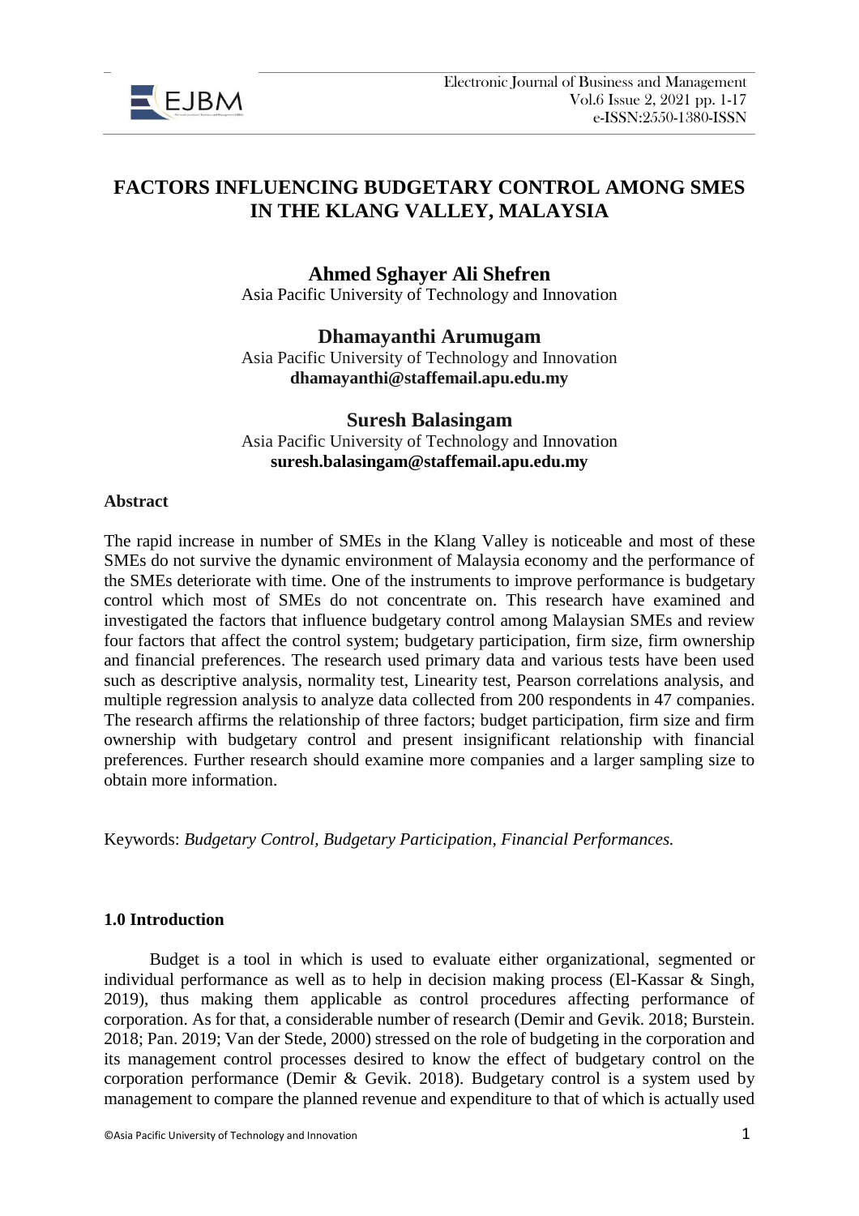# FACTORS INFLUENCING BUDGETARY CONTROL AMONG SMES IN THE KLANG VALLEY, MALAYSIA

**Ahmed Sghayer Ali Shefren**
Asia Pacific University of Technology and Innovation

**Dhamayanthi Arumugam**
Asia Pacific University of Technology and Innovation
**dhamayanthi@staffemail.apu.edu.my**

**Suresh Balasingam**
Asia Pacific University of Technology and Innovation
**suresh.balasingam@staffemail.apu.edu.my**

**Abstract**

The rapid increase in number of SMEs in the Klang Valley is noticeable and most of these SMEs do not survive the dynamic environment of Malaysia economy and the performance of the SMEs deteriorate with time. One of the instruments to improve performance is budgetary control which most of SMEs do not concentrate on. This research have examined and investigated the factors that influence budgetary control among Malaysian SMEs and review four factors that affect the control system; budgetary participation, firm size, firm ownership and financial preferences. The research used primary data and various tests have been used such as descriptive analysis, normality test, Linearity test, Pearson correlations analysis, and multiple regression analysis to analyze data collected from 200 respondents in 47 companies. The research affirms the relationship of three factors; budget participation, firm size and firm ownership with budgetary control and present insignificant relationship with financial preferences. Further research should examine more companies and a larger sampling size to obtain more information.

Keywords: *Budgetary Control, Budgetary Participation, Financial Performances.*

## 1.0 Introduction

Budget is a tool in which is used to evaluate either organizational, segmented or individual performance as well as to help in decision making process (El-Kassar & Singh, 2019), thus making them applicable as control procedures affecting performance of corporation. As for that, a considerable number of research (Demir and Gevik. 2018; Burstein. 2018; Pan. 2019; Van der Stede, 2000) stressed on the role of budgeting in the corporation and its management control processes desired to know the effect of budgetary control on the corporation performance (Demir & Gevik. 2018). Budgetary control is a system used by management to compare the planned revenue and expenditure to that of which is actually used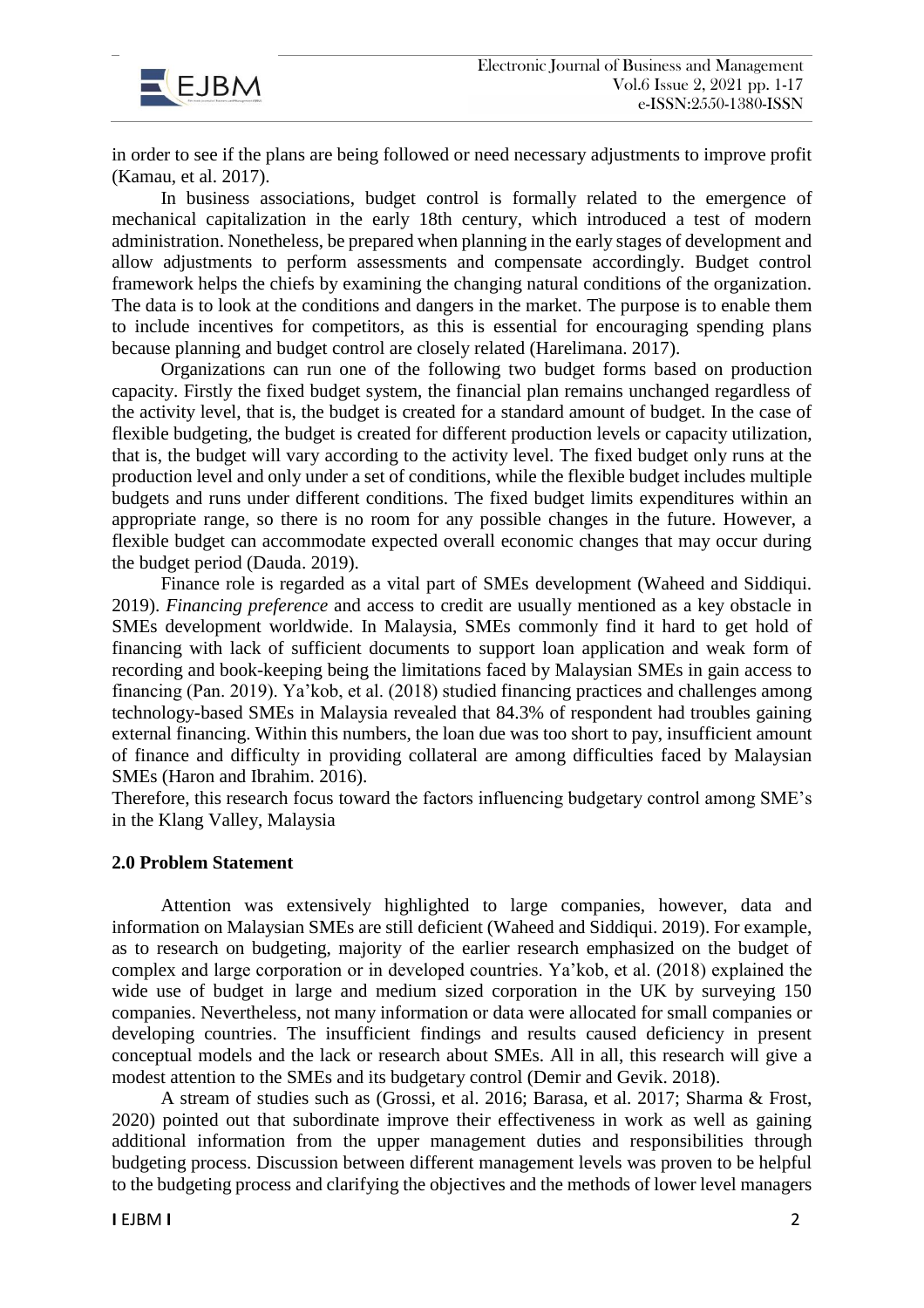in order to see if the plans are being followed or need necessary adjustments to improve profit (Kamau, et al. 2017).

In business associations, budget control is formally related to the emergence of mechanical capitalization in the early 18th century, which introduced a test of modern administration. Nonetheless, be prepared when planning in the early stages of development and allow adjustments to perform assessments and compensate accordingly. Budget control framework helps the chiefs by examining the changing natural conditions of the organization. The data is to look at the conditions and dangers in the market. The purpose is to enable them to include incentives for competitors, as this is essential for encouraging spending plans because planning and budget control are closely related (Harelimana. 2017).

Organizations can run one of the following two budget forms based on production capacity. Firstly the fixed budget system, the financial plan remains unchanged regardless of the activity level, that is, the budget is created for a standard amount of budget. In the case of flexible budgeting, the budget is created for different production levels or capacity utilization, that is, the budget will vary according to the activity level. The fixed budget only runs at the production level and only under a set of conditions, while the flexible budget includes multiple budgets and runs under different conditions. The fixed budget limits expenditures within an appropriate range, so there is no room for any possible changes in the future. However, a flexible budget can accommodate expected overall economic changes that may occur during the budget period (Dauda. 2019).

Finance role is regarded as a vital part of SMEs development (Waheed and Siddiqui. 2019). *Financing preference* and access to credit are usually mentioned as a key obstacle in SMEs development worldwide. In Malaysia, SMEs commonly find it hard to get hold of financing with lack of sufficient documents to support loan application and weak form of recording and book-keeping being the limitations faced by Malaysian SMEs in gain access to financing (Pan. 2019). Ya'kob, et al. (2018) studied financing practices and challenges among technology-based SMEs in Malaysia revealed that 84.3% of respondent had troubles gaining external financing. Within this numbers, the loan due was too short to pay, insufficient amount of finance and difficulty in providing collateral are among difficulties faced by Malaysian SMEs (Haron and Ibrahim. 2016).

Therefore, this research focus toward the factors influencing budgetary control among SME's in the Klang Valley, Malaysia

## 2.0 Problem Statement

Attention was extensively highlighted to large companies, however, data and information on Malaysian SMEs are still deficient (Waheed and Siddiqui. 2019). For example, as to research on budgeting, majority of the earlier research emphasized on the budget of complex and large corporation or in developed countries. Ya'kob, et al. (2018) explained the wide use of budget in large and medium sized corporation in the UK by surveying 150 companies. Nevertheless, not many information or data were allocated for small companies or developing countries. The insufficient findings and results caused deficiency in present conceptual models and the lack or research about SMEs. All in all, this research will give a modest attention to the SMEs and its budgetary control (Demir and Gevik. 2018).

A stream of studies such as (Grossi, et al. 2016; Barasa, et al. 2017; Sharma & Frost, 2020) pointed out that subordinate improve their effectiveness in work as well as gaining additional information from the upper management duties and responsibilities through budgeting process. Discussion between different management levels was proven to be helpful to the budgeting process and clarifying the objectives and the methods of lower level managers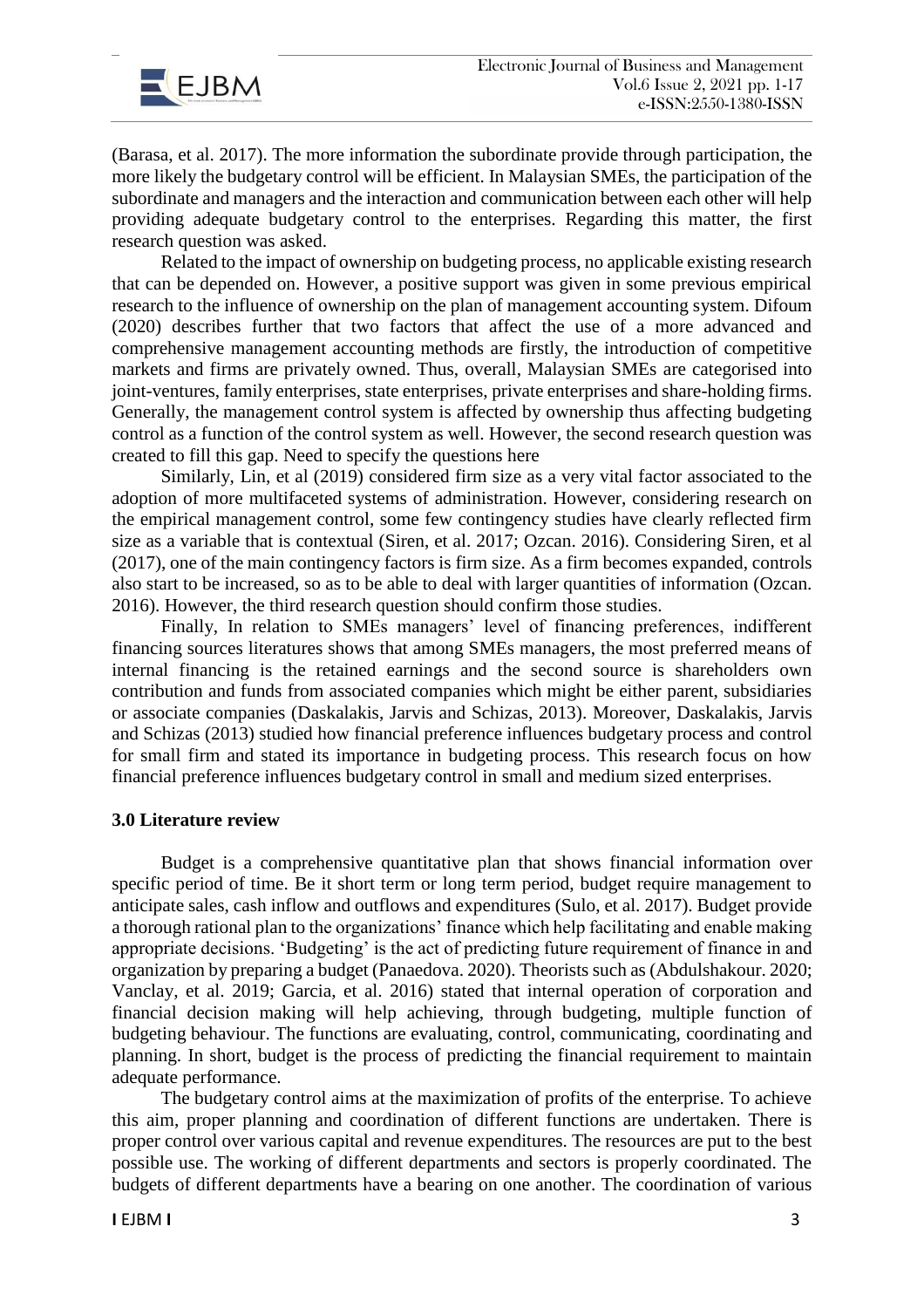(Barasa, et al. 2017). The more information the subordinate provide through participation, the more likely the budgetary control will be efficient. In Malaysian SMEs, the participation of the subordinate and managers and the interaction and communication between each other will help providing adequate budgetary control to the enterprises. Regarding this matter, the first research question was asked.

Related to the impact of ownership on budgeting process, no applicable existing research that can be depended on. However, a positive support was given in some previous empirical research to the influence of ownership on the plan of management accounting system. Difoum (2020) describes further that two factors that affect the use of a more advanced and comprehensive management accounting methods are firstly, the introduction of competitive markets and firms are privately owned. Thus, overall, Malaysian SMEs are categorised into joint-ventures, family enterprises, state enterprises, private enterprises and share-holding firms. Generally, the management control system is affected by ownership thus affecting budgeting control as a function of the control system as well. However, the second research question was created to fill this gap. Need to specify the questions here

Similarly, Lin, et al (2019) considered firm size as a very vital factor associated to the adoption of more multifaceted systems of administration. However, considering research on the empirical management control, some few contingency studies have clearly reflected firm size as a variable that is contextual (Siren, et al. 2017; Ozcan. 2016). Considering Siren, et al (2017), one of the main contingency factors is firm size. As a firm becomes expanded, controls also start to be increased, so as to be able to deal with larger quantities of information (Ozcan. 2016). However, the third research question should confirm those studies.

Finally, In relation to SMEs managers' level of financing preferences, indifferent financing sources literatures shows that among SMEs managers, the most preferred means of internal financing is the retained earnings and the second source is shareholders own contribution and funds from associated companies which might be either parent, subsidiaries or associate companies (Daskalakis, Jarvis and Schizas, 2013). Moreover, Daskalakis, Jarvis and Schizas (2013) studied how financial preference influences budgetary process and control for small firm and stated its importance in budgeting process. This research focus on how financial preference influences budgetary control in small and medium sized enterprises.

## 3.0 Literature review

Budget is a comprehensive quantitative plan that shows financial information over specific period of time. Be it short term or long term period, budget require management to anticipate sales, cash inflow and outflows and expenditures (Sulo, et al. 2017). Budget provide a thorough rational plan to the organizations' finance which help facilitating and enable making appropriate decisions. 'Budgeting' is the act of predicting future requirement of finance in and organization by preparing a budget (Panaedova. 2020). Theorists such as (Abdulshakour. 2020; Vanclay, et al. 2019; Garcia, et al. 2016) stated that internal operation of corporation and financial decision making will help achieving, through budgeting, multiple function of budgeting behaviour. The functions are evaluating, control, communicating, coordinating and planning. In short, budget is the process of predicting the financial requirement to maintain adequate performance.

The budgetary control aims at the maximization of profits of the enterprise. To achieve this aim, proper planning and coordination of different functions are undertaken. There is proper control over various capital and revenue expenditures. The resources are put to the best possible use. The working of different departments and sectors is properly coordinated. The budgets of different departments have a bearing on one another. The coordination of various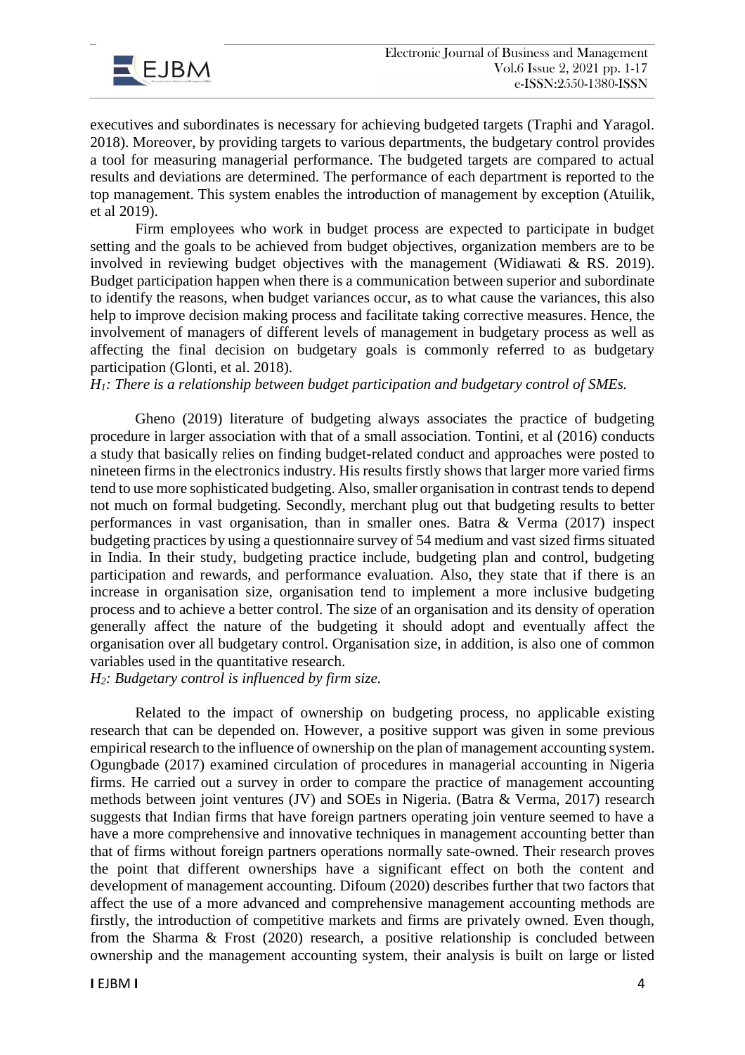executives and subordinates is necessary for achieving budgeted targets (Traphi and Yaragol. 2018). Moreover, by providing targets to various departments, the budgetary control provides a tool for measuring managerial performance. The budgeted targets are compared to actual results and deviations are determined. The performance of each department is reported to the top management. This system enables the introduction of management by exception (Atuilik, et al 2019).

Firm employees who work in budget process are expected to participate in budget setting and the goals to be achieved from budget objectives, organization members are to be involved in reviewing budget objectives with the management (Widiawati & RS. 2019). Budget participation happen when there is a communication between superior and subordinate to identify the reasons, when budget variances occur, as to what cause the variances, this also help to improve decision making process and facilitate taking corrective measures. Hence, the involvement of managers of different levels of management in budgetary process as well as affecting the final decision on budgetary goals is commonly referred to as budgetary participation (Glonti, et al. 2018).

*$H_1$: There is a relationship between budget participation and budgetary control of SMEs.*

Gheno (2019) literature of budgeting always associates the practice of budgeting procedure in larger association with that of a small association. Tontini, et al (2016) conducts a study that basically relies on finding budget-related conduct and approaches were posted to nineteen firms in the electronics industry. His results firstly shows that larger more varied firms tend to use more sophisticated budgeting. Also, smaller organisation in contrast tends to depend not much on formal budgeting. Secondly, merchant plug out that budgeting results to better performances in vast organisation, than in smaller ones. Batra & Verma (2017) inspect budgeting practices by using a questionnaire survey of 54 medium and vast sized firms situated in India. In their study, budgeting practice include, budgeting plan and control, budgeting participation and rewards, and performance evaluation. Also, they state that if there is an increase in organisation size, organisation tend to implement a more inclusive budgeting process and to achieve a better control. The size of an organisation and its density of operation generally affect the nature of the budgeting it should adopt and eventually affect the organisation over all budgetary control. Organisation size, in addition, is also one of common variables used in the quantitative research.

*$H_2$: Budgetary control is influenced by firm size.*

Related to the impact of ownership on budgeting process, no applicable existing research that can be depended on. However, a positive support was given in some previous empirical research to the influence of ownership on the plan of management accounting system. Ogungbade (2017) examined circulation of procedures in managerial accounting in Nigeria firms. He carried out a survey in order to compare the practice of management accounting methods between joint ventures (JV) and SOEs in Nigeria. (Batra & Verma, 2017) research suggests that Indian firms that have foreign partners operating join venture seemed to have a have a more comprehensive and innovative techniques in management accounting better than that of firms without foreign partners operations normally sate-owned. Their research proves the point that different ownerships have a significant effect on both the content and development of management accounting. Difoum (2020) describes further that two factors that affect the use of a more advanced and comprehensive management accounting methods are firstly, the introduction of competitive markets and firms are privately owned. Even though, from the Sharma & Frost (2020) research, a positive relationship is concluded between ownership and the management accounting system, their analysis is built on large or listed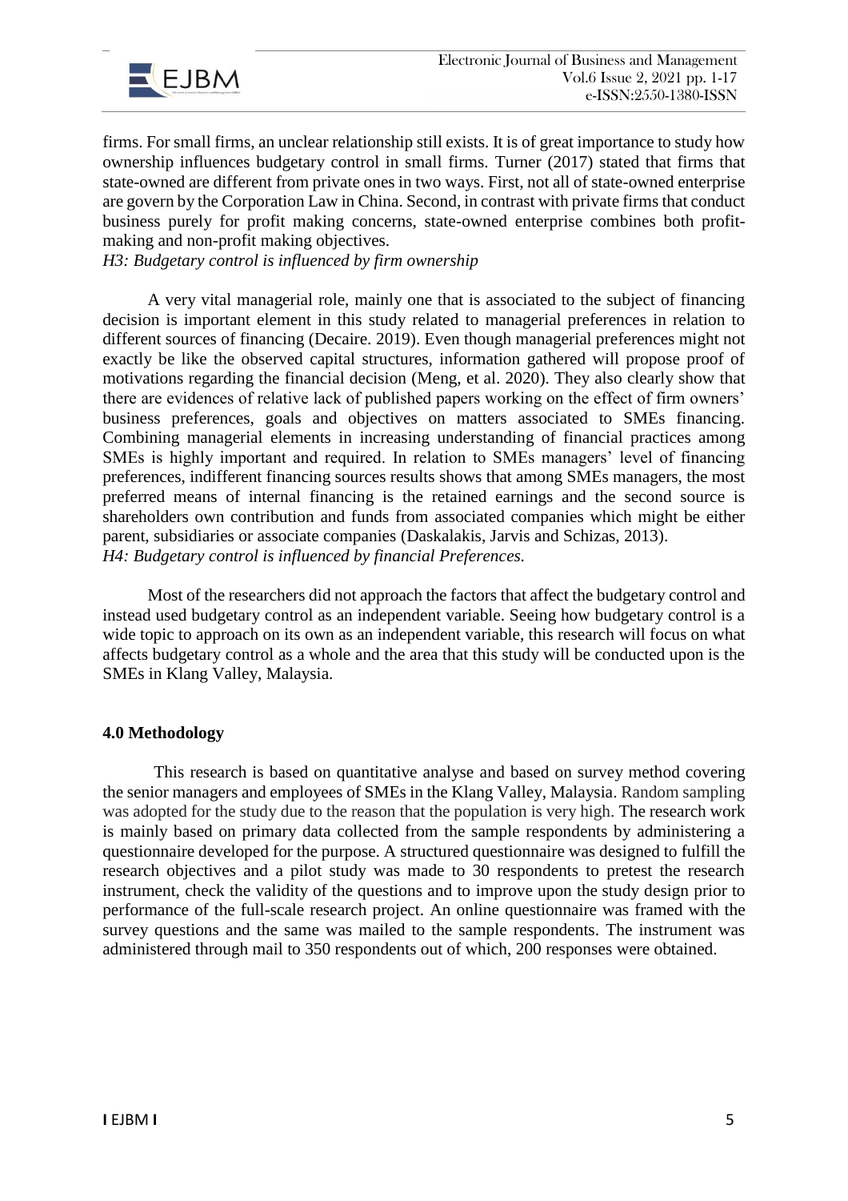firms. For small firms, an unclear relationship still exists. It is of great importance to study how ownership influences budgetary control in small firms. Turner (2017) stated that firms that state-owned are different from private ones in two ways. First, not all of state-owned enterprise are govern by the Corporation Law in China. Second, in contrast with private firms that conduct business purely for profit making concerns, state-owned enterprise combines both profit-making and non-profit making objectives.

*H3: Budgetary control is influenced by firm ownership*

A very vital managerial role, mainly one that is associated to the subject of financing decision is important element in this study related to managerial preferences in relation to different sources of financing (Decaire. 2019). Even though managerial preferences might not exactly be like the observed capital structures, information gathered will propose proof of motivations regarding the financial decision (Meng, et al. 2020). They also clearly show that there are evidences of relative lack of published papers working on the effect of firm owners' business preferences, goals and objectives on matters associated to SMEs financing. Combining managerial elements in increasing understanding of financial practices among SMEs is highly important and required. In relation to SMEs managers' level of financing preferences, indifferent financing sources results shows that among SMEs managers, the most preferred means of internal financing is the retained earnings and the second source is shareholders own contribution and funds from associated companies which might be either parent, subsidiaries or associate companies (Daskalakis, Jarvis and Schizas, 2013).

*H4: Budgetary control is influenced by financial Preferences.*

Most of the researchers did not approach the factors that affect the budgetary control and instead used budgetary control as an independent variable. Seeing how budgetary control is a wide topic to approach on its own as an independent variable, this research will focus on what affects budgetary control as a whole and the area that this study will be conducted upon is the SMEs in Klang Valley, Malaysia.

## 4.0 Methodology

This research is based on quantitative analyse and based on survey method covering the senior managers and employees of SMEs in the Klang Valley, Malaysia. Random sampling was adopted for the study due to the reason that the population is very high. The research work is mainly based on primary data collected from the sample respondents by administering a questionnaire developed for the purpose. A structured questionnaire was designed to fulfill the research objectives and a pilot study was made to 30 respondents to pretest the research instrument, check the validity of the questions and to improve upon the study design prior to performance of the full-scale research project. An online questionnaire was framed with the survey questions and the same was mailed to the sample respondents. The instrument was administered through mail to 350 respondents out of which, 200 responses were obtained.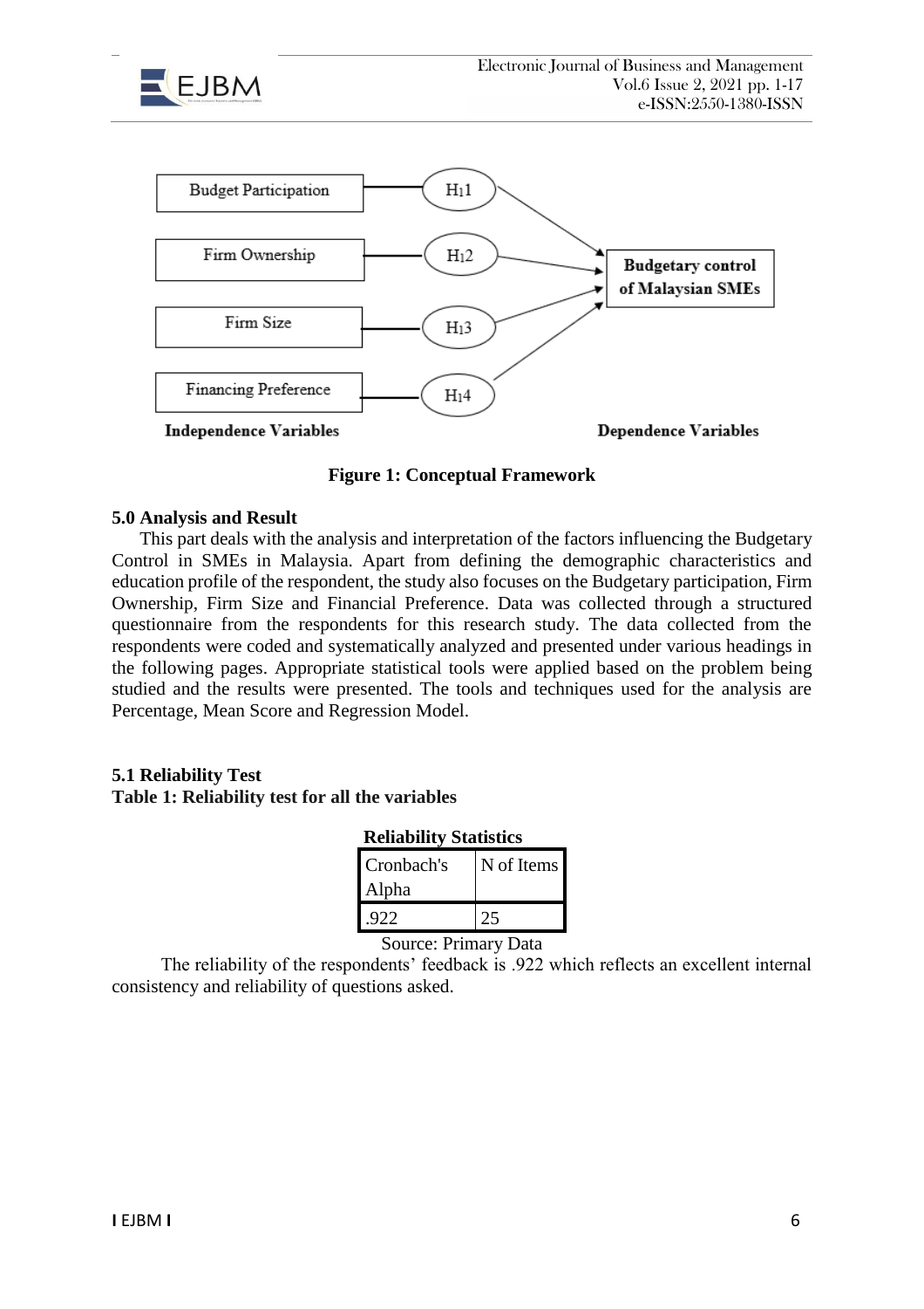Budget Participation — $H_11$

Firm Ownership — $H_12$

Firm Size — $H_13$

Financing Preference — $H_14$

**Budgetary control of Malaysian SMEs**

**Independence Variables** **Dependence Variables**

**Figure 1: Conceptual Framework**

### 5.0 Analysis and Result

This part deals with the analysis and interpretation of the factors influencing the Budgetary Control in SMEs in Malaysia. Apart from defining the demographic characteristics and education profile of the respondent, the study also focuses on the Budgetary participation, Firm Ownership, Firm Size and Financial Preference. Data was collected through a structured questionnaire from the respondents for this research study. The data collected from the respondents were coded and systematically analyzed and presented under various headings in the following pages. Appropriate statistical tools were applied based on the problem being studied and the results were presented. The tools and techniques used for the analysis are Percentage, Mean Score and Regression Model.

### 5.1 Reliability Test

**Table 1: Reliability test for all the variables**

**Reliability Statistics**

| Cronbach's Alpha | N of Items |
|---|---|
| .922 | 25 |

Source: Primary Data

The reliability of the respondents' feedback is .922 which reflects an excellent internal consistency and reliability of questions asked.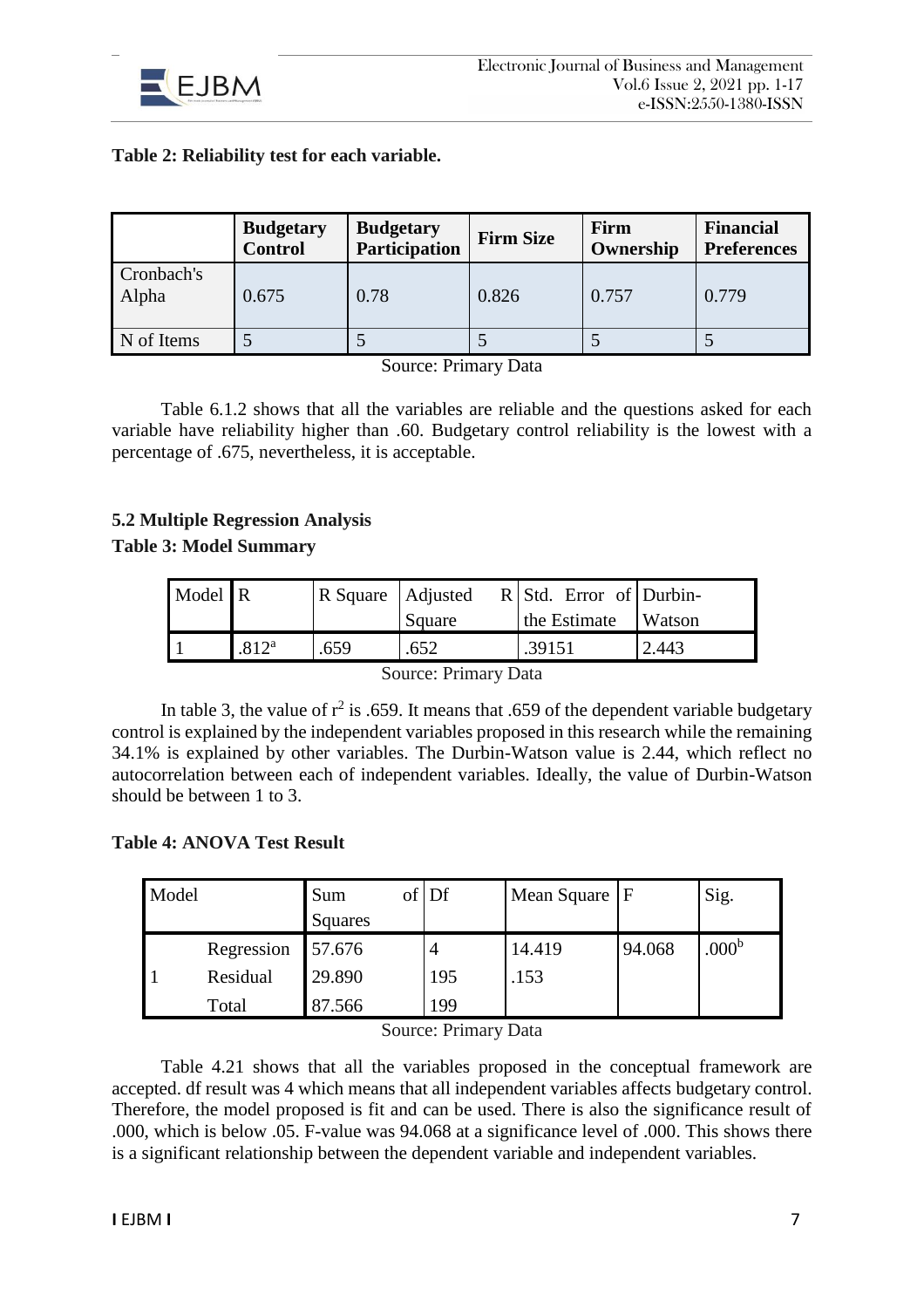**Table 2: Reliability test for each variable.**

| | Budgetary Control | Budgetary Participation | Firm Size | Firm Ownership | Financial Preferences |
|---|---|---|---|---|---|
| Cronbach's Alpha | 0.675 | 0.78 | 0.826 | 0.757 | 0.779 |
| N of Items | 5 | 5 | 5 | 5 | 5 |

Source: Primary Data

Table 6.1.2 shows that all the variables are reliable and the questions asked for each variable have reliability higher than .60. Budgetary control reliability is the lowest with a percentage of .675, nevertheless, it is acceptable.

### 5.2 Multiple Regression Analysis

**Table 3: Model Summary**

| Model | R | R Square | Adjusted R Square | Std. Error of the Estimate | Durbin-Watson |
|---|---|---|---|---|---|
| 1 | .812[a] | .659 | .652 | .39151 | 2.443 |

Source: Primary Data

In table 3, the value of $r^2$ is .659. It means that .659 of the dependent variable budgetary control is explained by the independent variables proposed in this research while the remaining 34.1% is explained by other variables. The Durbin-Watson value is 2.44, which reflect no autocorrelation between each of independent variables. Ideally, the value of Durbin-Watson should be between 1 to 3.

**Table 4: ANOVA Test Result**

| Model | | Sum of Squares | Df | Mean Square | F | Sig. |
|---|---|---|---|---|---|---|
| 1 | Regression | 57.676 | 4 | 14.419 | 94.068 | .000[b] |
| | Residual | 29.890 | 195 | .153 | | |
| | Total | 87.566 | 199 | | | |

Source: Primary Data

Table 4.21 shows that all the variables proposed in the conceptual framework are accepted. df result was 4 which means that all independent variables affects budgetary control. Therefore, the model proposed is fit and can be used. There is also the significance result of .000, which is below .05. F-value was 94.068 at a significance level of .000. This shows there is a significant relationship between the dependent variable and independent variables.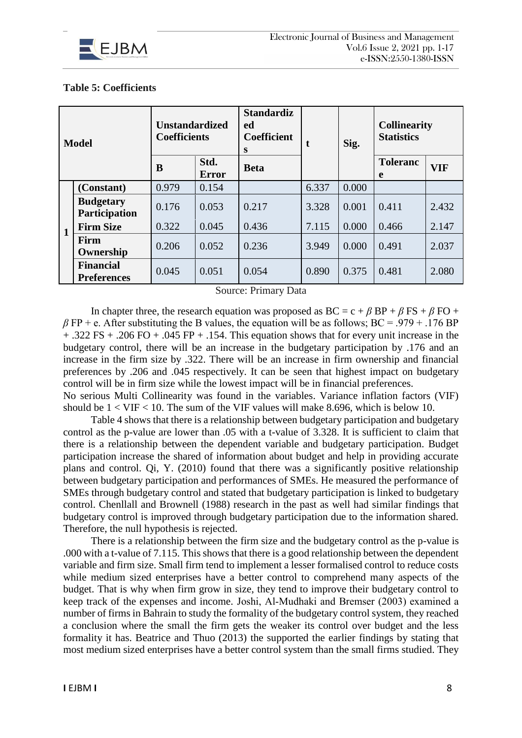**Table 5: Coefficients**

| Model | | Unstandardized Coefficients | | Standardized Coefficients | t | Sig. | Collinearity Statistics | |
|---|---|---|---|---|---|---|---|---|
| | | B | Std. Error | Beta | | | Tolerance | VIF |
| 1 | (Constant) | 0.979 | 0.154 | | 6.337 | 0.000 | | |
| | Budgetary Participation | 0.176 | 0.053 | 0.217 | 3.328 | 0.001 | 0.411 | 2.432 |
| | Firm Size | 0.322 | 0.045 | 0.436 | 7.115 | 0.000 | 0.466 | 2.147 |
| | Firm Ownership | 0.206 | 0.052 | 0.236 | 3.949 | 0.000 | 0.491 | 2.037 |
| | Financial Preferences | 0.045 | 0.051 | 0.054 | 0.890 | 0.375 | 0.481 | 2.080 |

Source: Primary Data

In chapter three, the research equation was proposed as $BC = c + \beta\ BP + \beta\ FS + \beta\ FO + \beta\ FP + e$. After substituting the B values, the equation will be as follows; $BC = .979 + .176\ BP + .322\ FS + .206\ FO + .045\ FP + .154$. This equation shows that for every unit increase in the budgetary control, there will be an increase in the budgetary participation by .176 and an increase in the firm size by .322. There will be an increase in firm ownership and financial preferences by .206 and .045 respectively. It can be seen that highest impact on budgetary control will be in firm size while the lowest impact will be in financial preferences.

No serious Multi Collinearity was found in the variables. Variance inflation factors (VIF) should be $1 < VIF < 10$. The sum of the VIF values will make 8.696, which is below 10.

Table 4 shows that there is a relationship between budgetary participation and budgetary control as the p-value are lower than .05 with a t-value of 3.328. It is sufficient to claim that there is a relationship between the dependent variable and budgetary participation. Budget participation increase the shared of information about budget and help in providing accurate plans and control. Qi, Y. (2010) found that there was a significantly positive relationship between budgetary participation and performances of SMEs. He measured the performance of SMEs through budgetary control and stated that budgetary participation is linked to budgetary control. Chenllall and Brownell (1988) research in the past as well had similar findings that budgetary control is improved through budgetary participation due to the information shared. Therefore, the null hypothesis is rejected.

There is a relationship between the firm size and the budgetary control as the p-value is .000 with a t-value of 7.115. This shows that there is a good relationship between the dependent variable and firm size. Small firm tend to implement a lesser formalised control to reduce costs while medium sized enterprises have a better control to comprehend many aspects of the budget. That is why when firm grow in size, they tend to improve their budgetary control to keep track of the expenses and income. Joshi, Al-Mudhaki and Bremser (2003) examined a number of firms in Bahrain to study the formality of the budgetary control system, they reached a conclusion where the small the firm gets the weaker its control over budget and the less formality it has. Beatrice and Thuo (2013) the supported the earlier findings by stating that most medium sized enterprises have a better control system than the small firms studied. They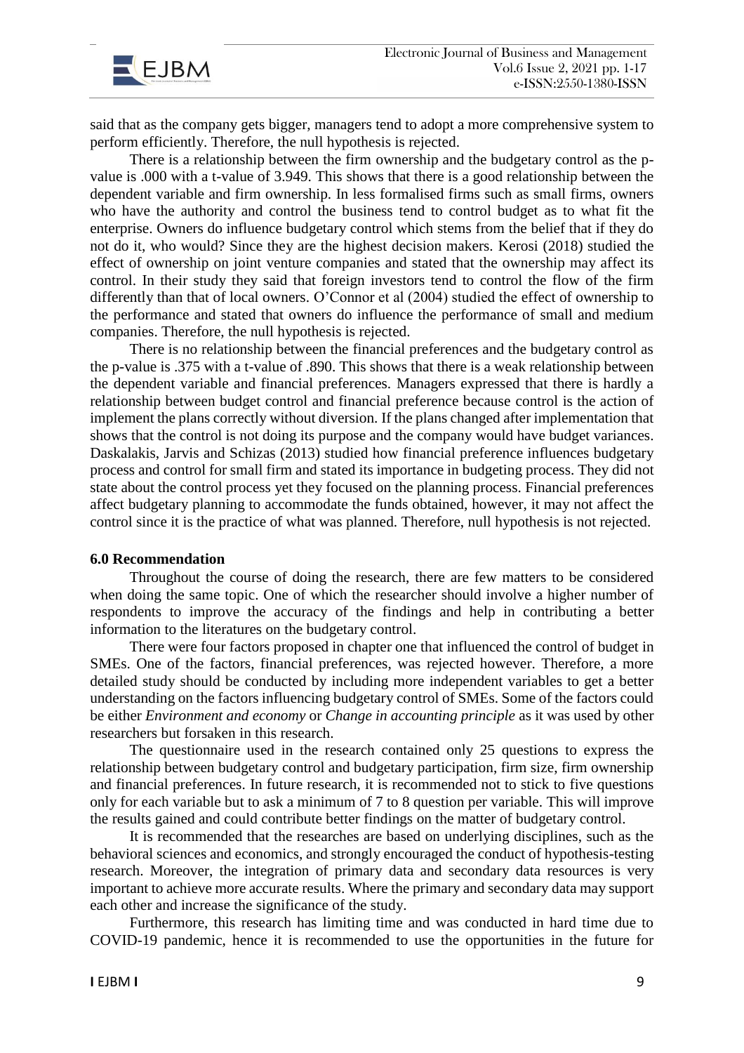said that as the company gets bigger, managers tend to adopt a more comprehensive system to perform efficiently. Therefore, the null hypothesis is rejected.

There is a relationship between the firm ownership and the budgetary control as the p-value is .000 with a t-value of 3.949. This shows that there is a good relationship between the dependent variable and firm ownership. In less formalised firms such as small firms, owners who have the authority and control the business tend to control budget as to what fit the enterprise. Owners do influence budgetary control which stems from the belief that if they do not do it, who would? Since they are the highest decision makers. Kerosi (2018) studied the effect of ownership on joint venture companies and stated that the ownership may affect its control. In their study they said that foreign investors tend to control the flow of the firm differently than that of local owners. O'Connor et al (2004) studied the effect of ownership to the performance and stated that owners do influence the performance of small and medium companies. Therefore, the null hypothesis is rejected.

There is no relationship between the financial preferences and the budgetary control as the p-value is .375 with a t-value of .890. This shows that there is a weak relationship between the dependent variable and financial preferences. Managers expressed that there is hardly a relationship between budget control and financial preference because control is the action of implement the plans correctly without diversion. If the plans changed after implementation that shows that the control is not doing its purpose and the company would have budget variances. Daskalakis, Jarvis and Schizas (2013) studied how financial preference influences budgetary process and control for small firm and stated its importance in budgeting process. They did not state about the control process yet they focused on the planning process. Financial preferences affect budgetary planning to accommodate the funds obtained, however, it may not affect the control since it is the practice of what was planned. Therefore, null hypothesis is not rejected.

## 6.0 Recommendation

Throughout the course of doing the research, there are few matters to be considered when doing the same topic. One of which the researcher should involve a higher number of respondents to improve the accuracy of the findings and help in contributing a better information to the literatures on the budgetary control.

There were four factors proposed in chapter one that influenced the control of budget in SMEs. One of the factors, financial preferences, was rejected however. Therefore, a more detailed study should be conducted by including more independent variables to get a better understanding on the factors influencing budgetary control of SMEs. Some of the factors could be either *Environment and economy* or *Change in accounting principle* as it was used by other researchers but forsaken in this research.

The questionnaire used in the research contained only 25 questions to express the relationship between budgetary control and budgetary participation, firm size, firm ownership and financial preferences. In future research, it is recommended not to stick to five questions only for each variable but to ask a minimum of 7 to 8 question per variable. This will improve the results gained and could contribute better findings on the matter of budgetary control.

It is recommended that the researches are based on underlying disciplines, such as the behavioral sciences and economics, and strongly encouraged the conduct of hypothesis-testing research. Moreover, the integration of primary data and secondary data resources is very important to achieve more accurate results. Where the primary and secondary data may support each other and increase the significance of the study.

Furthermore, this research has limiting time and was conducted in hard time due to COVID-19 pandemic, hence it is recommended to use the opportunities in the future for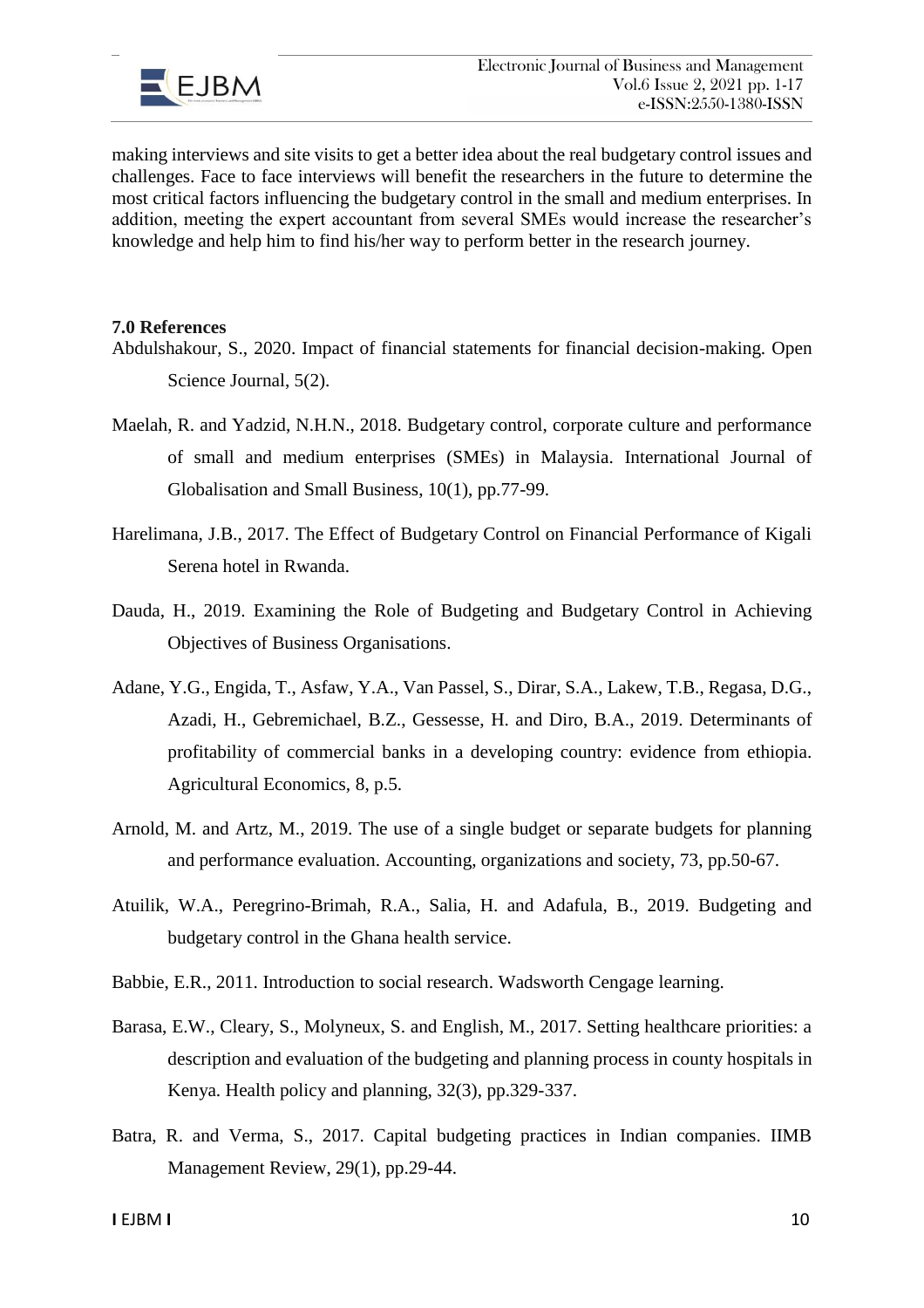making interviews and site visits to get a better idea about the real budgetary control issues and challenges. Face to face interviews will benefit the researchers in the future to determine the most critical factors influencing the budgetary control in the small and medium enterprises. In addition, meeting the expert accountant from several SMEs would increase the researcher's knowledge and help him to find his/her way to perform better in the research journey.

## 7.0 References

Abdulshakour, S., 2020. Impact of financial statements for financial decision-making. Open Science Journal, 5(2).

Maelah, R. and Yadzid, N.H.N., 2018. Budgetary control, corporate culture and performance of small and medium enterprises (SMEs) in Malaysia. International Journal of Globalisation and Small Business, 10(1), pp.77-99.

Harelimana, J.B., 2017. The Effect of Budgetary Control on Financial Performance of Kigali Serena hotel in Rwanda.

Dauda, H., 2019. Examining the Role of Budgeting and Budgetary Control in Achieving Objectives of Business Organisations.

Adane, Y.G., Engida, T., Asfaw, Y.A., Van Passel, S., Dirar, S.A., Lakew, T.B., Regasa, D.G., Azadi, H., Gebremichael, B.Z., Gessesse, H. and Diro, B.A., 2019. Determinants of profitability of commercial banks in a developing country: evidence from ethiopia. Agricultural Economics, 8, p.5.

Arnold, M. and Artz, M., 2019. The use of a single budget or separate budgets for planning and performance evaluation. Accounting, organizations and society, 73, pp.50-67.

Atuilik, W.A., Peregrino-Brimah, R.A., Salia, H. and Adafula, B., 2019. Budgeting and budgetary control in the Ghana health service.

Babbie, E.R., 2011. Introduction to social research. Wadsworth Cengage learning.

Barasa, E.W., Cleary, S., Molyneux, S. and English, M., 2017. Setting healthcare priorities: a description and evaluation of the budgeting and planning process in county hospitals in Kenya. Health policy and planning, 32(3), pp.329-337.

Batra, R. and Verma, S., 2017. Capital budgeting practices in Indian companies. IIMB Management Review, 29(1), pp.29-44.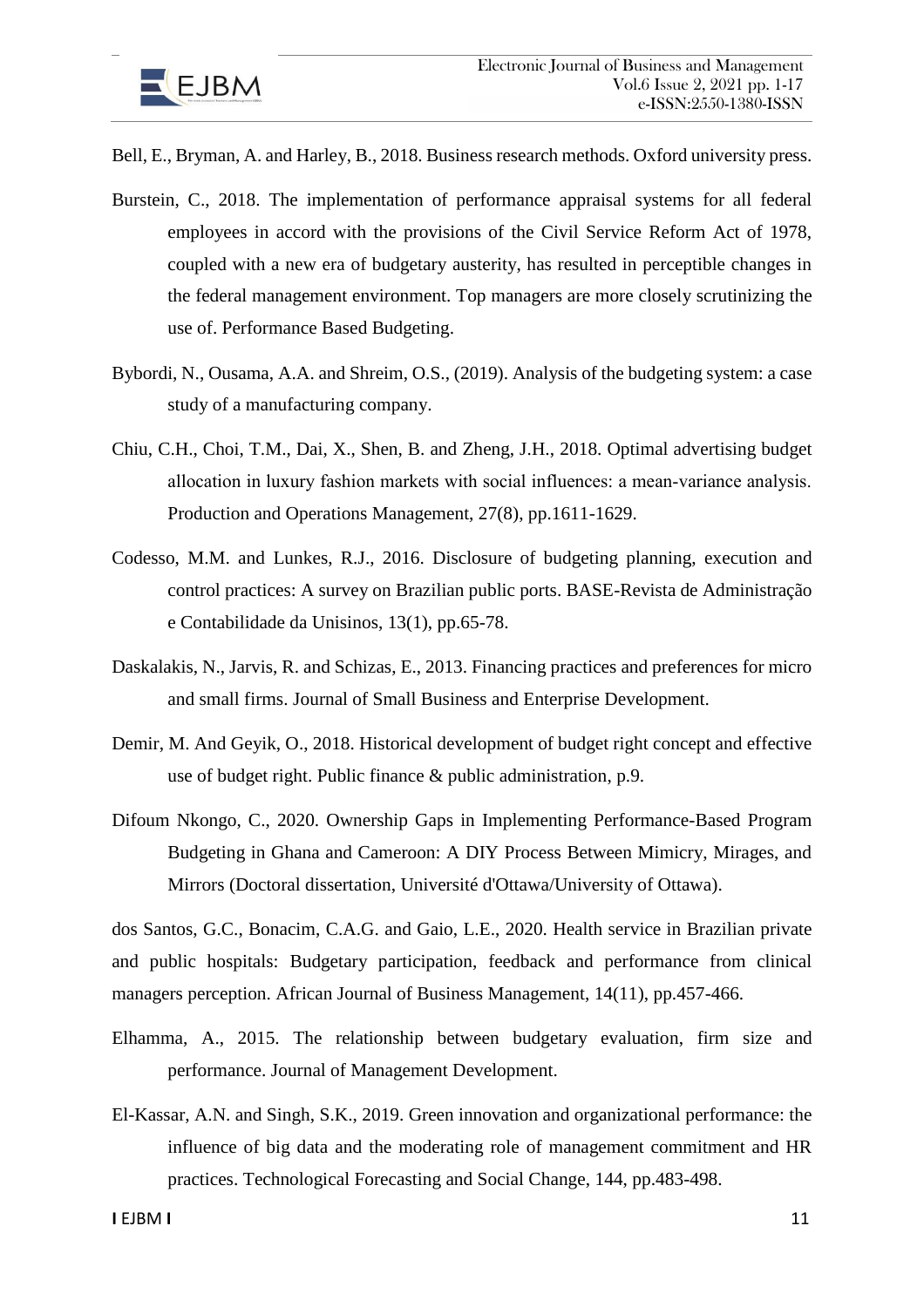Bell, E., Bryman, A. and Harley, B., 2018. Business research methods. Oxford university press.

Burstein, C., 2018. The implementation of performance appraisal systems for all federal employees in accord with the provisions of the Civil Service Reform Act of 1978, coupled with a new era of budgetary austerity, has resulted in perceptible changes in the federal management environment. Top managers are more closely scrutinizing the use of. Performance Based Budgeting.

Bybordi, N., Ousama, A.A. and Shreim, O.S., (2019). Analysis of the budgeting system: a case study of a manufacturing company.

Chiu, C.H., Choi, T.M., Dai, X., Shen, B. and Zheng, J.H., 2018. Optimal advertising budget allocation in luxury fashion markets with social influences: a mean-variance analysis. Production and Operations Management, 27(8), pp.1611-1629.

Codesso, M.M. and Lunkes, R.J., 2016. Disclosure of budgeting planning, execution and control practices: A survey on Brazilian public ports. BASE-Revista de Administração e Contabilidade da Unisinos, 13(1), pp.65-78.

Daskalakis, N., Jarvis, R. and Schizas, E., 2013. Financing practices and preferences for micro and small firms. Journal of Small Business and Enterprise Development.

Demir, M. And Geyik, O., 2018. Historical development of budget right concept and effective use of budget right. Public finance & public administration, p.9.

Difoum Nkongo, C., 2020. Ownership Gaps in Implementing Performance-Based Program Budgeting in Ghana and Cameroon: A DIY Process Between Mimicry, Mirages, and Mirrors (Doctoral dissertation, Université d'Ottawa/University of Ottawa).

dos Santos, G.C., Bonacim, C.A.G. and Gaio, L.E., 2020. Health service in Brazilian private and public hospitals: Budgetary participation, feedback and performance from clinical managers perception. African Journal of Business Management, 14(11), pp.457-466.

Elhamma, A., 2015. The relationship between budgetary evaluation, firm size and performance. Journal of Management Development.

El-Kassar, A.N. and Singh, S.K., 2019. Green innovation and organizational performance: the influence of big data and the moderating role of management commitment and HR practices. Technological Forecasting and Social Change, 144, pp.483-498.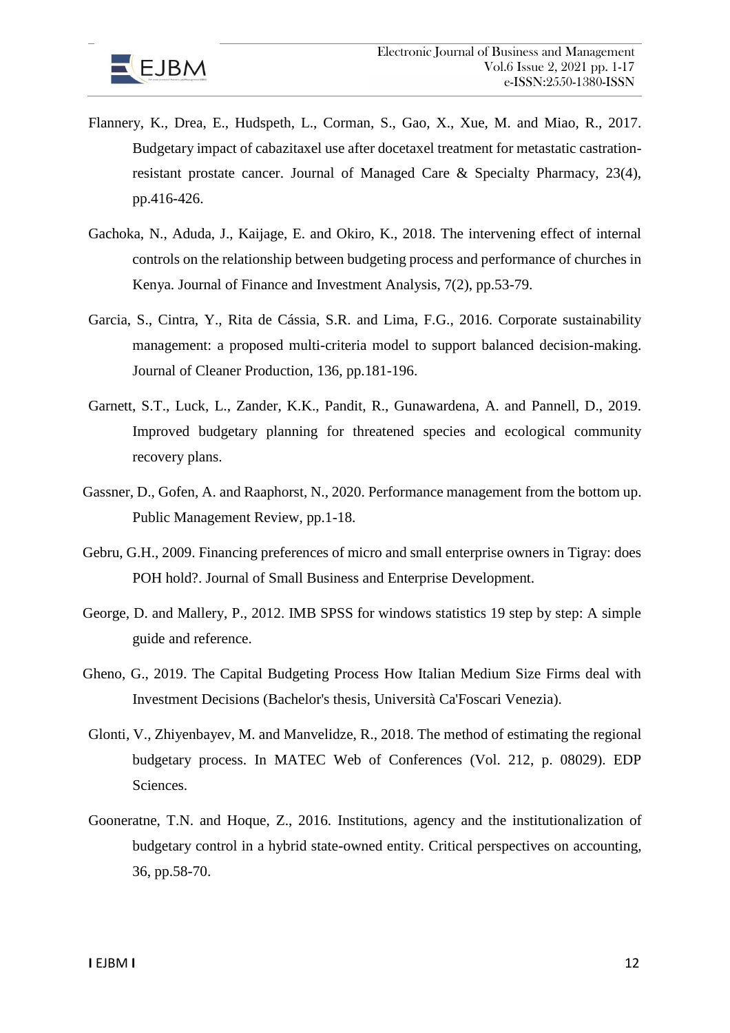Flannery, K., Drea, E., Hudspeth, L., Corman, S., Gao, X., Xue, M. and Miao, R., 2017. Budgetary impact of cabazitaxel use after docetaxel treatment for metastatic castration-resistant prostate cancer. Journal of Managed Care & Specialty Pharmacy, 23(4), pp.416-426.

Gachoka, N., Aduda, J., Kaijage, E. and Okiro, K., 2018. The intervening effect of internal controls on the relationship between budgeting process and performance of churches in Kenya. Journal of Finance and Investment Analysis, 7(2), pp.53-79.

Garcia, S., Cintra, Y., Rita de Cássia, S.R. and Lima, F.G., 2016. Corporate sustainability management: a proposed multi-criteria model to support balanced decision-making. Journal of Cleaner Production, 136, pp.181-196.

Garnett, S.T., Luck, L., Zander, K.K., Pandit, R., Gunawardena, A. and Pannell, D., 2019. Improved budgetary planning for threatened species and ecological community recovery plans.

Gassner, D., Gofen, A. and Raaphorst, N., 2020. Performance management from the bottom up. Public Management Review, pp.1-18.

Gebru, G.H., 2009. Financing preferences of micro and small enterprise owners in Tigray: does POH hold?. Journal of Small Business and Enterprise Development.

George, D. and Mallery, P., 2012. IMB SPSS for windows statistics 19 step by step: A simple guide and reference.

Gheno, G., 2019. The Capital Budgeting Process How Italian Medium Size Firms deal with Investment Decisions (Bachelor's thesis, Università Ca'Foscari Venezia).

Glonti, V., Zhiyenbayev, M. and Manvelidze, R., 2018. The method of estimating the regional budgetary process. In MATEC Web of Conferences (Vol. 212, p. 08029). EDP Sciences.

Gooneratne, T.N. and Hoque, Z., 2016. Institutions, agency and the institutionalization of budgetary control in a hybrid state-owned entity. Critical perspectives on accounting, 36, pp.58-70.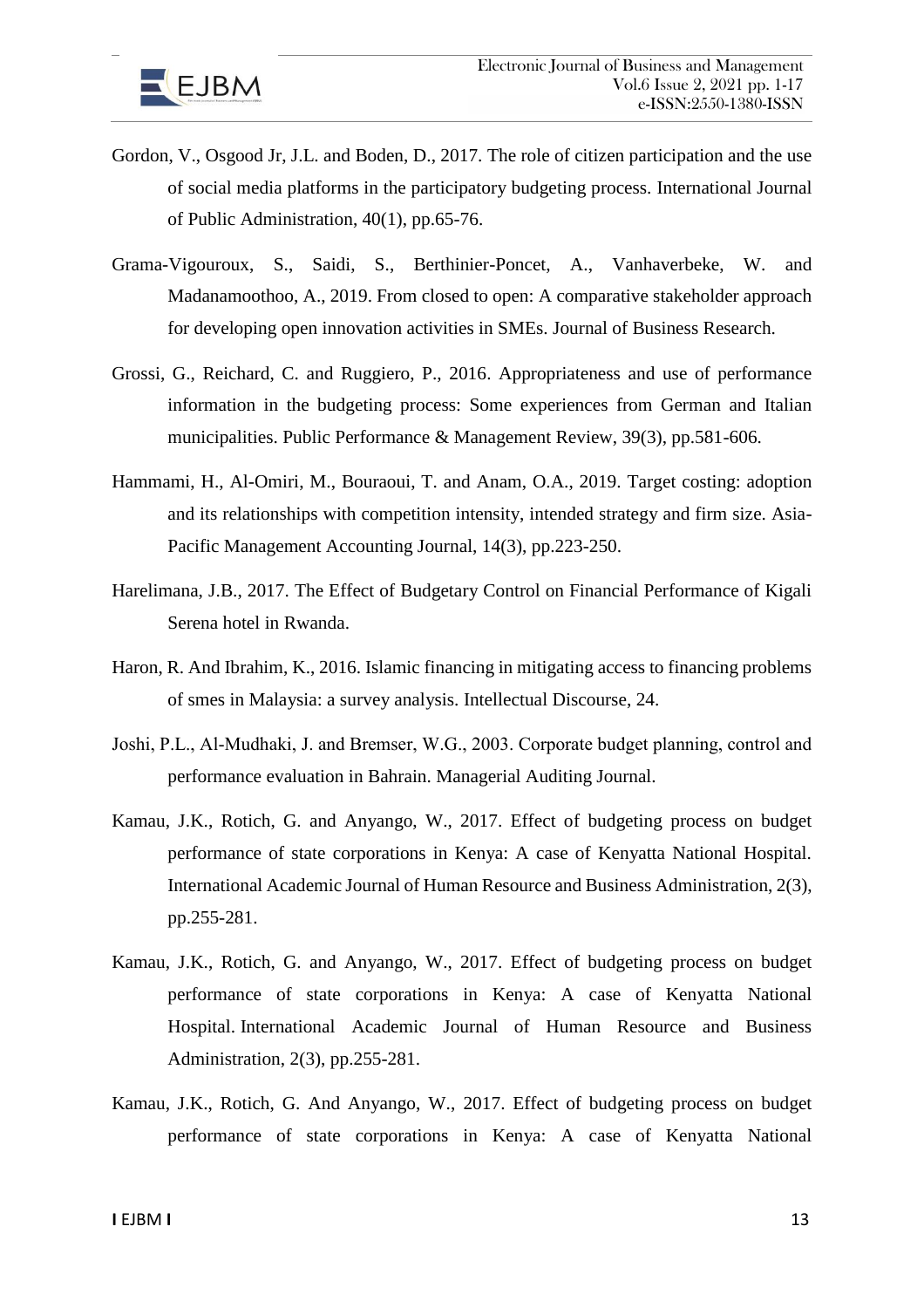Gordon, V., Osgood Jr, J.L. and Boden, D., 2017. The role of citizen participation and the use of social media platforms in the participatory budgeting process. International Journal of Public Administration, 40(1), pp.65-76.

Grama-Vigouroux, S., Saidi, S., Berthinier-Poncet, A., Vanhaverbeke, W. and Madanamoothoo, A., 2019. From closed to open: A comparative stakeholder approach for developing open innovation activities in SMEs. Journal of Business Research.

Grossi, G., Reichard, C. and Ruggiero, P., 2016. Appropriateness and use of performance information in the budgeting process: Some experiences from German and Italian municipalities. Public Performance & Management Review, 39(3), pp.581-606.

Hammami, H., Al-Omiri, M., Bouraoui, T. and Anam, O.A., 2019. Target costing: adoption and its relationships with competition intensity, intended strategy and firm size. Asia-Pacific Management Accounting Journal, 14(3), pp.223-250.

Harelimana, J.B., 2017. The Effect of Budgetary Control on Financial Performance of Kigali Serena hotel in Rwanda.

Haron, R. And Ibrahim, K., 2016. Islamic financing in mitigating access to financing problems of smes in Malaysia: a survey analysis. Intellectual Discourse, 24.

Joshi, P.L., Al-Mudhaki, J. and Bremser, W.G., 2003. Corporate budget planning, control and performance evaluation in Bahrain. Managerial Auditing Journal.

Kamau, J.K., Rotich, G. and Anyango, W., 2017. Effect of budgeting process on budget performance of state corporations in Kenya: A case of Kenyatta National Hospital. International Academic Journal of Human Resource and Business Administration, 2(3), pp.255-281.

Kamau, J.K., Rotich, G. and Anyango, W., 2017. Effect of budgeting process on budget performance of state corporations in Kenya: A case of Kenyatta National Hospital. International Academic Journal of Human Resource and Business Administration, 2(3), pp.255-281.

Kamau, J.K., Rotich, G. And Anyango, W., 2017. Effect of budgeting process on budget performance of state corporations in Kenya: A case of Kenyatta National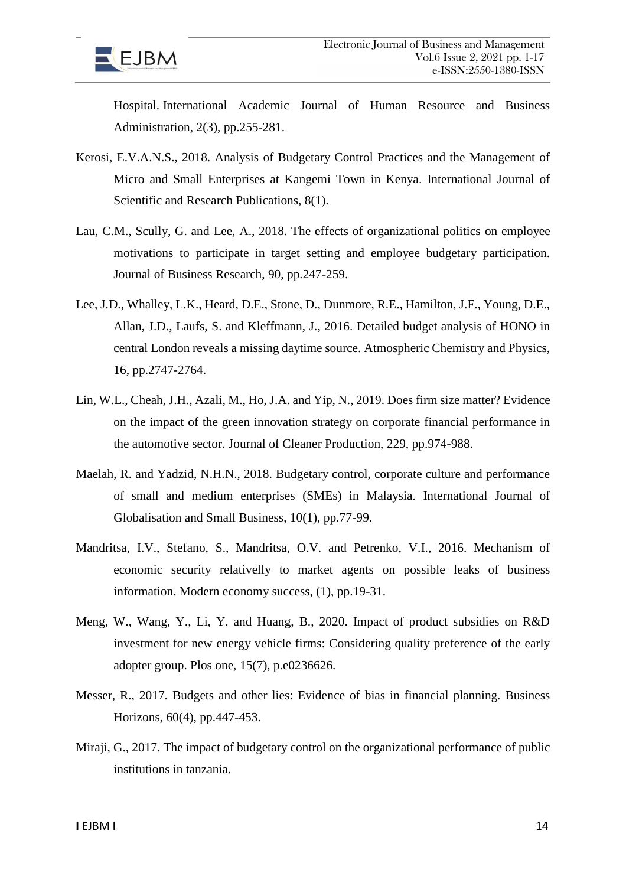Hospital. International Academic Journal of Human Resource and Business Administration, 2(3), pp.255-281.

Kerosi, E.V.A.N.S., 2018. Analysis of Budgetary Control Practices and the Management of Micro and Small Enterprises at Kangemi Town in Kenya. International Journal of Scientific and Research Publications, 8(1).

Lau, C.M., Scully, G. and Lee, A., 2018. The effects of organizational politics on employee motivations to participate in target setting and employee budgetary participation. Journal of Business Research, 90, pp.247-259.

Lee, J.D., Whalley, L.K., Heard, D.E., Stone, D., Dunmore, R.E., Hamilton, J.F., Young, D.E., Allan, J.D., Laufs, S. and Kleffmann, J., 2016. Detailed budget analysis of HONO in central London reveals a missing daytime source. Atmospheric Chemistry and Physics, 16, pp.2747-2764.

Lin, W.L., Cheah, J.H., Azali, M., Ho, J.A. and Yip, N., 2019. Does firm size matter? Evidence on the impact of the green innovation strategy on corporate financial performance in the automotive sector. Journal of Cleaner Production, 229, pp.974-988.

Maelah, R. and Yadzid, N.H.N., 2018. Budgetary control, corporate culture and performance of small and medium enterprises (SMEs) in Malaysia. International Journal of Globalisation and Small Business, 10(1), pp.77-99.

Mandritsa, I.V., Stefano, S., Mandritsa, O.V. and Petrenko, V.I., 2016. Mechanism of economic security relativelly to market agents on possible leaks of business information. Modern economy success, (1), pp.19-31.

Meng, W., Wang, Y., Li, Y. and Huang, B., 2020. Impact of product subsidies on R&D investment for new energy vehicle firms: Considering quality preference of the early adopter group. Plos one, 15(7), p.e0236626.

Messer, R., 2017. Budgets and other lies: Evidence of bias in financial planning. Business Horizons, 60(4), pp.447-453.

Miraji, G., 2017. The impact of budgetary control on the organizational performance of public institutions in tanzania.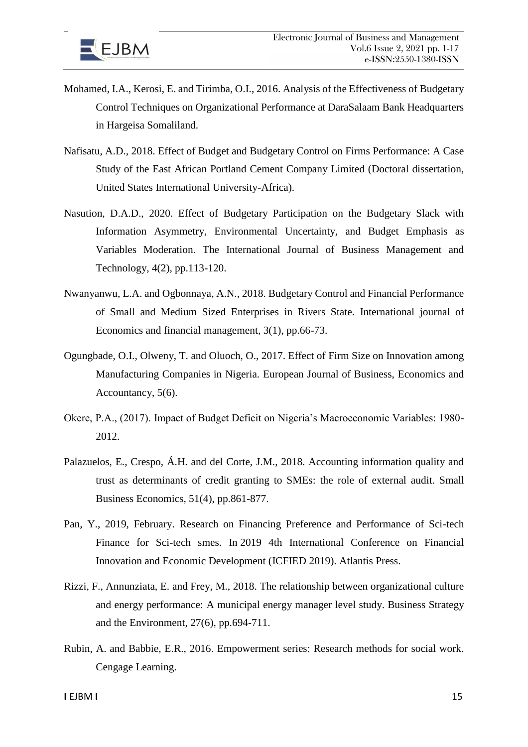Mohamed, I.A., Kerosi, E. and Tirimba, O.I., 2016. Analysis of the Effectiveness of Budgetary Control Techniques on Organizational Performance at DaraSalaam Bank Headquarters in Hargeisa Somaliland.

Nafisatu, A.D., 2018. Effect of Budget and Budgetary Control on Firms Performance: A Case Study of the East African Portland Cement Company Limited (Doctoral dissertation, United States International University-Africa).

Nasution, D.A.D., 2020. Effect of Budgetary Participation on the Budgetary Slack with Information Asymmetry, Environmental Uncertainty, and Budget Emphasis as Variables Moderation. The International Journal of Business Management and Technology, 4(2), pp.113-120.

Nwanyanwu, L.A. and Ogbonnaya, A.N., 2018. Budgetary Control and Financial Performance of Small and Medium Sized Enterprises in Rivers State. International journal of Economics and financial management, 3(1), pp.66-73.

Ogungbade, O.I., Olweny, T. and Oluoch, O., 2017. Effect of Firm Size on Innovation among Manufacturing Companies in Nigeria. European Journal of Business, Economics and Accountancy, 5(6).

Okere, P.A., (2017). Impact of Budget Deficit on Nigeria's Macroeconomic Variables: 1980-2012.

Palazuelos, E., Crespo, Á.H. and del Corte, J.M., 2018. Accounting information quality and trust as determinants of credit granting to SMEs: the role of external audit. Small Business Economics, 51(4), pp.861-877.

Pan, Y., 2019, February. Research on Financing Preference and Performance of Sci-tech Finance for Sci-tech smes. In 2019 4th International Conference on Financial Innovation and Economic Development (ICFIED 2019). Atlantis Press.

Rizzi, F., Annunziata, E. and Frey, M., 2018. The relationship between organizational culture and energy performance: A municipal energy manager level study. Business Strategy and the Environment, 27(6), pp.694-711.

Rubin, A. and Babbie, E.R., 2016. Empowerment series: Research methods for social work. Cengage Learning.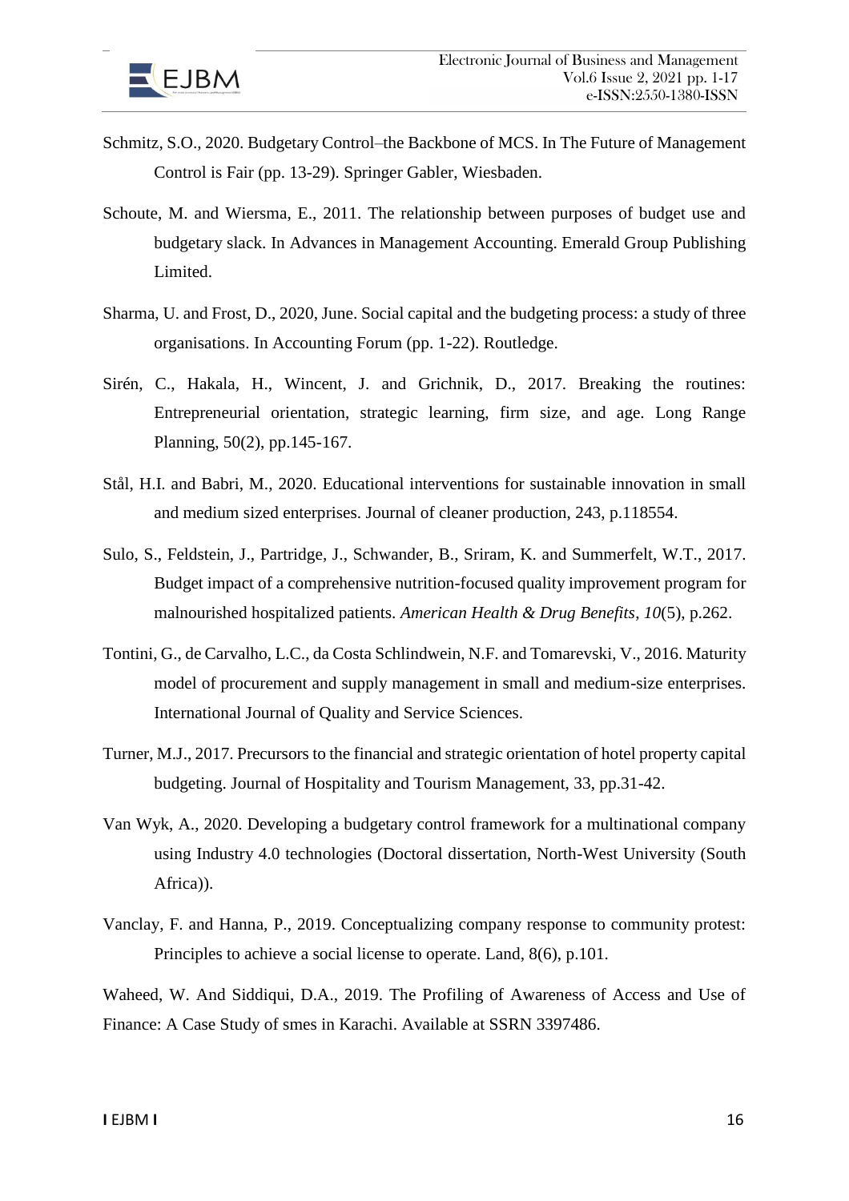Schmitz, S.O., 2020. Budgetary Control–the Backbone of MCS. In The Future of Management Control is Fair (pp. 13-29). Springer Gabler, Wiesbaden.

Schoute, M. and Wiersma, E., 2011. The relationship between purposes of budget use and budgetary slack. In Advances in Management Accounting. Emerald Group Publishing Limited.

Sharma, U. and Frost, D., 2020, June. Social capital and the budgeting process: a study of three organisations. In Accounting Forum (pp. 1-22). Routledge.

Sirén, C., Hakala, H., Wincent, J. and Grichnik, D., 2017. Breaking the routines: Entrepreneurial orientation, strategic learning, firm size, and age. Long Range Planning, 50(2), pp.145-167.

Stål, H.I. and Babri, M., 2020. Educational interventions for sustainable innovation in small and medium sized enterprises. Journal of cleaner production, 243, p.118554.

Sulo, S., Feldstein, J., Partridge, J., Schwander, B., Sriram, K. and Summerfelt, W.T., 2017. Budget impact of a comprehensive nutrition-focused quality improvement program for malnourished hospitalized patients. *American Health & Drug Benefits*, *10*(5), p.262.

Tontini, G., de Carvalho, L.C., da Costa Schlindwein, N.F. and Tomarevski, V., 2016. Maturity model of procurement and supply management in small and medium-size enterprises. International Journal of Quality and Service Sciences.

Turner, M.J., 2017. Precursors to the financial and strategic orientation of hotel property capital budgeting. Journal of Hospitality and Tourism Management, 33, pp.31-42.

Van Wyk, A., 2020. Developing a budgetary control framework for a multinational company using Industry 4.0 technologies (Doctoral dissertation, North-West University (South Africa)).

Vanclay, F. and Hanna, P., 2019. Conceptualizing company response to community protest: Principles to achieve a social license to operate. Land, 8(6), p.101.

Waheed, W. And Siddiqui, D.A., 2019. The Profiling of Awareness of Access and Use of Finance: A Case Study of smes in Karachi. Available at SSRN 3397486.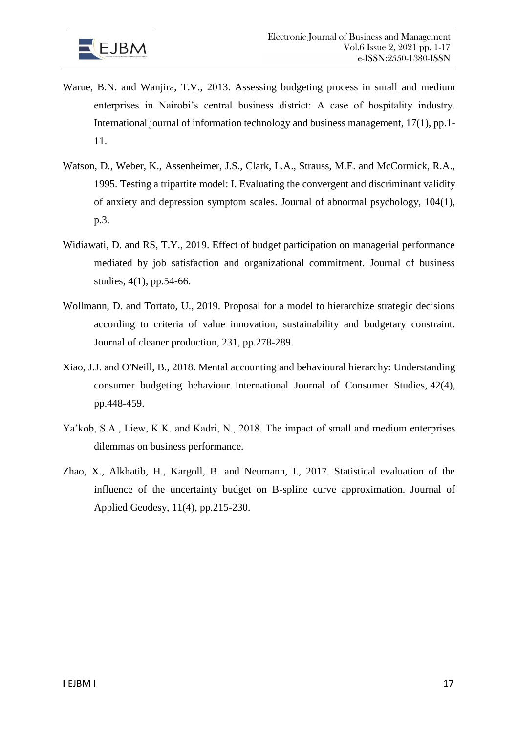Warue, B.N. and Wanjira, T.V., 2013. Assessing budgeting process in small and medium enterprises in Nairobi's central business district: A case of hospitality industry. International journal of information technology and business management, 17(1), pp.1-11.

Watson, D., Weber, K., Assenheimer, J.S., Clark, L.A., Strauss, M.E. and McCormick, R.A., 1995. Testing a tripartite model: I. Evaluating the convergent and discriminant validity of anxiety and depression symptom scales. Journal of abnormal psychology, 104(1), p.3.

Widiawati, D. and RS, T.Y., 2019. Effect of budget participation on managerial performance mediated by job satisfaction and organizational commitment. Journal of business studies, 4(1), pp.54-66.

Wollmann, D. and Tortato, U., 2019. Proposal for a model to hierarchize strategic decisions according to criteria of value innovation, sustainability and budgetary constraint. Journal of cleaner production, 231, pp.278-289.

Xiao, J.J. and O'Neill, B., 2018. Mental accounting and behavioural hierarchy: Understanding consumer budgeting behaviour. International Journal of Consumer Studies, 42(4), pp.448-459.

Ya'kob, S.A., Liew, K.K. and Kadri, N., 2018. The impact of small and medium enterprises dilemmas on business performance.

Zhao, X., Alkhatib, H., Kargoll, B. and Neumann, I., 2017. Statistical evaluation of the influence of the uncertainty budget on B-spline curve approximation. Journal of Applied Geodesy, 11(4), pp.215-230.